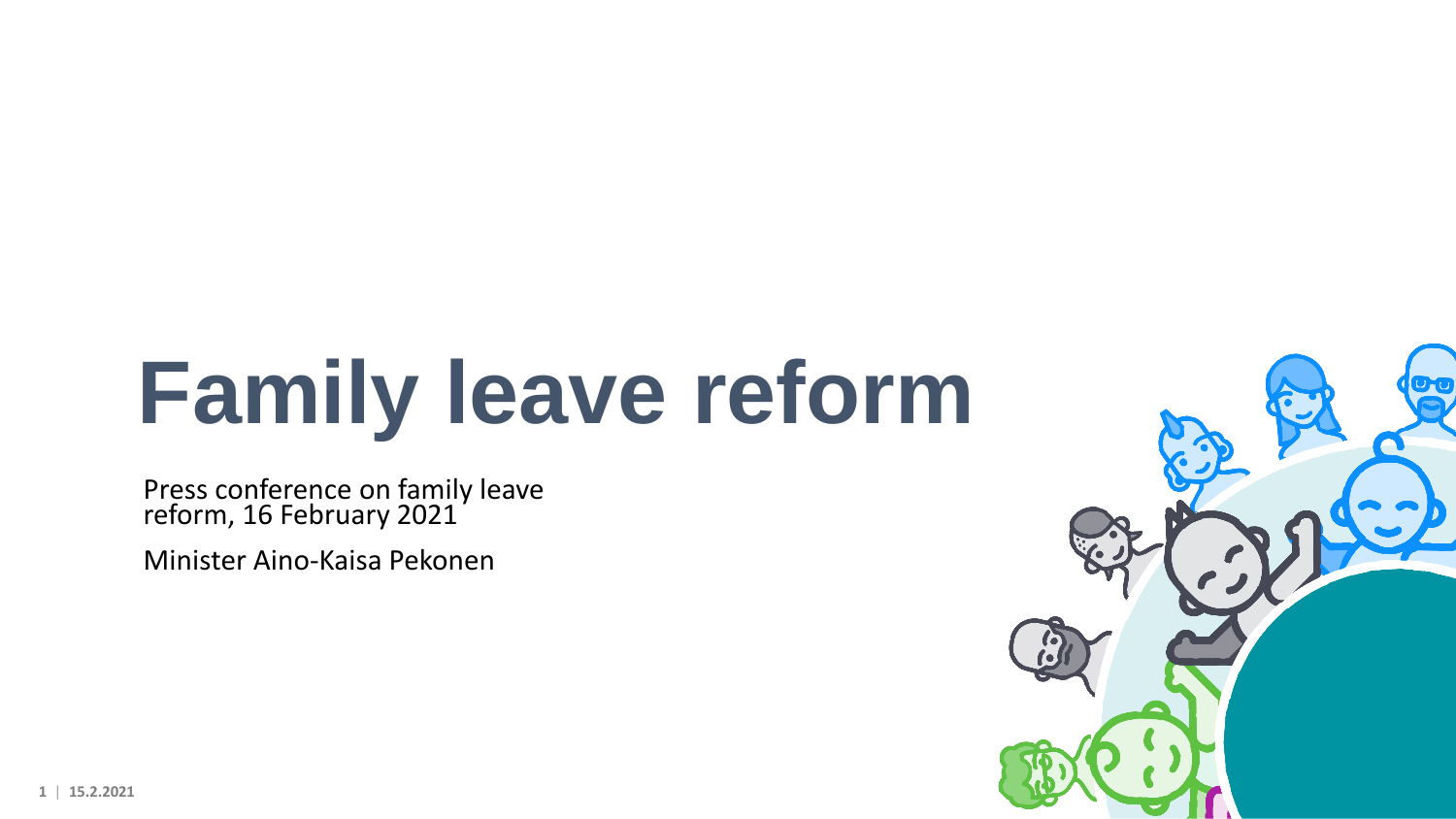# Family leave reform

Press conference on family leave reform, 16 February 2021

Minister Aino-Kaisa Pekonen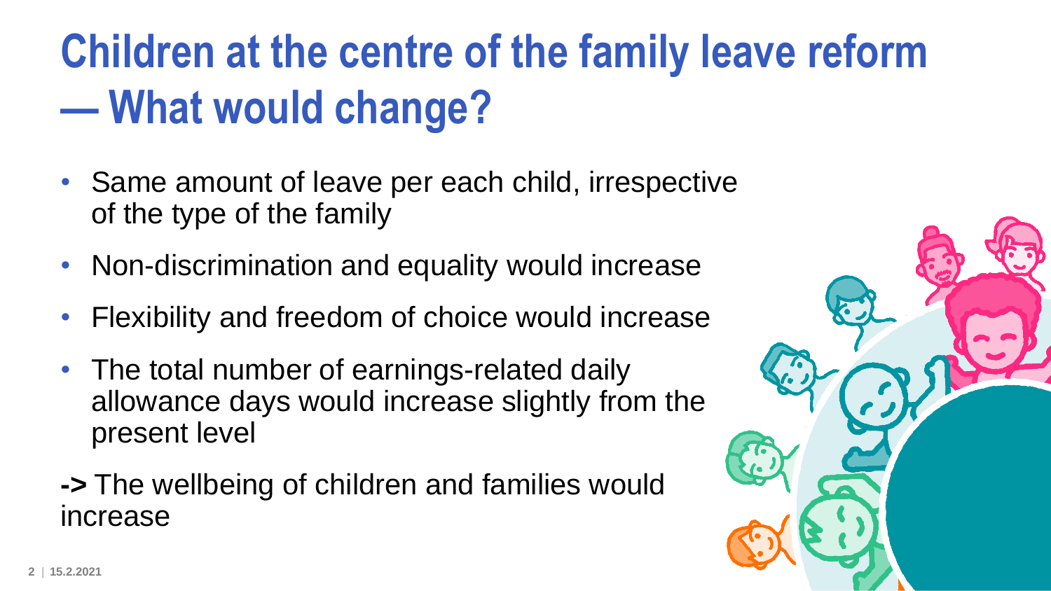# Children at the centre of the family leave reform — What would change?

- Same amount of leave per each child, irrespective of the type of the family
- Non-discrimination and equality would increase
- Flexibility and freedom of choice would increase
- The total number of earnings-related daily allowance days would increase slightly from the present level

**->** The wellbeing of children and families would increase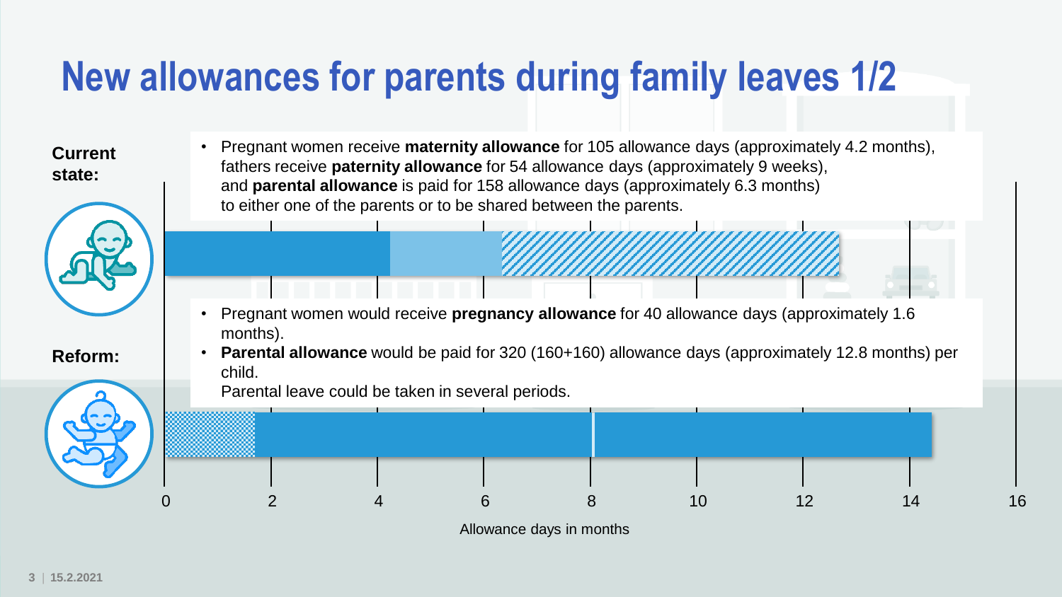# New allowances for parents during family leaves 1/2

**Current state:**

- Pregnant women receive **maternity allowance** for 105 allowance days (approximately 4.2 months), fathers receive **paternity allowance** for 54 allowance days (approximately 9 weeks), and **parental allowance** is paid for 158 allowance days (approximately 6.3 months) to either one of the parents or to be shared between the parents.

**Reform:**

- Pregnant women would receive **pregnancy allowance** for 40 allowance days (approximately 1.6 months).
- **Parental allowance** would be paid for 320 (160+160) allowance days (approximately 12.8 months) per child.
  Parental leave could be taken in several periods.

0 2 4 6 8 10 12 14 16

Allowance days in months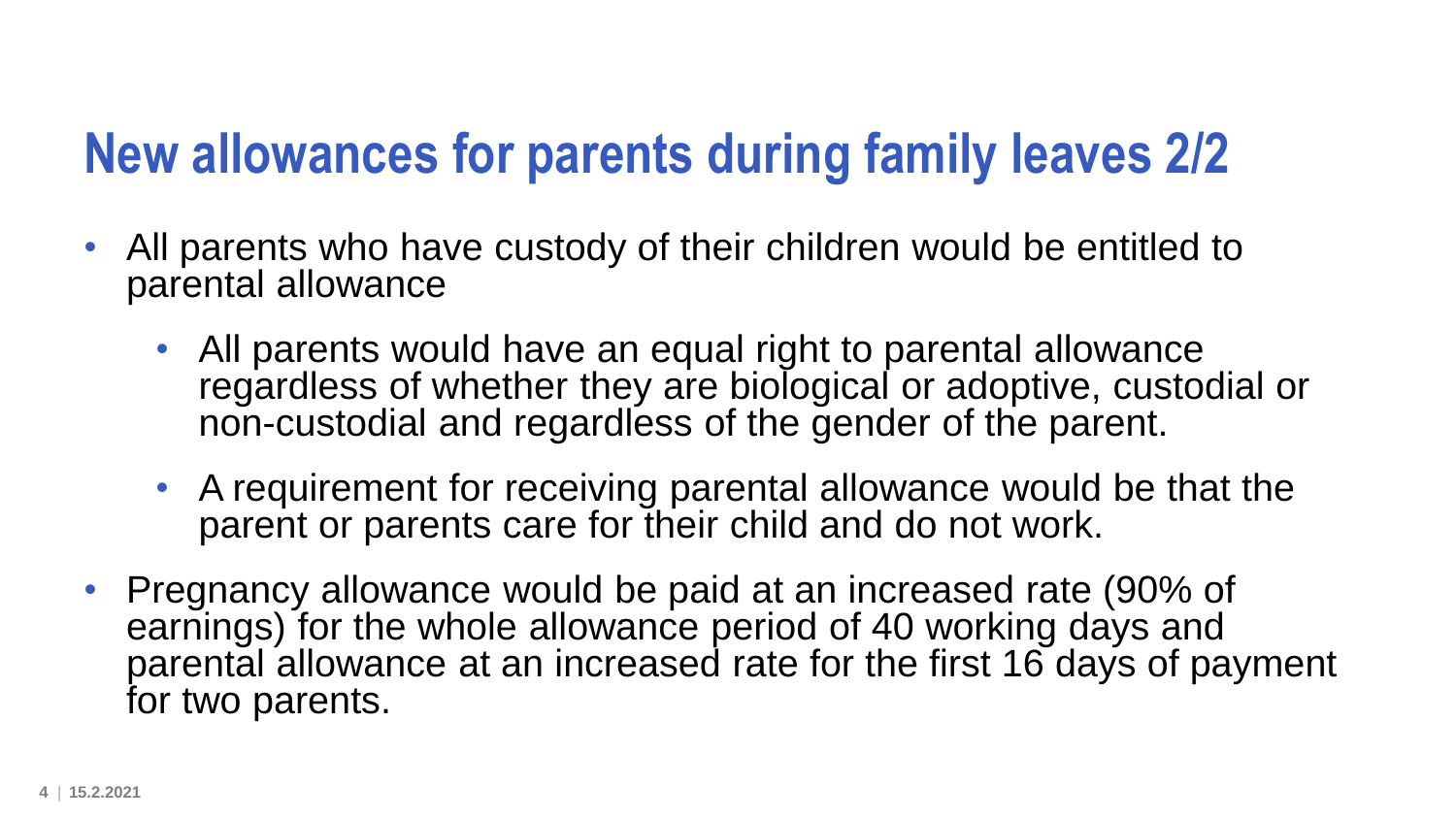# New allowances for parents during family leaves 2/2

- All parents who have custody of their children would be entitled to parental allowance
  - All parents would have an equal right to parental allowance regardless of whether they are biological or adoptive, custodial or non-custodial and regardless of the gender of the parent.
  - A requirement for receiving parental allowance would be that the parent or parents care for their child and do not work.
- Pregnancy allowance would be paid at an increased rate (90% of earnings) for the whole allowance period of 40 working days and parental allowance at an increased rate for the first 16 days of payment for two parents.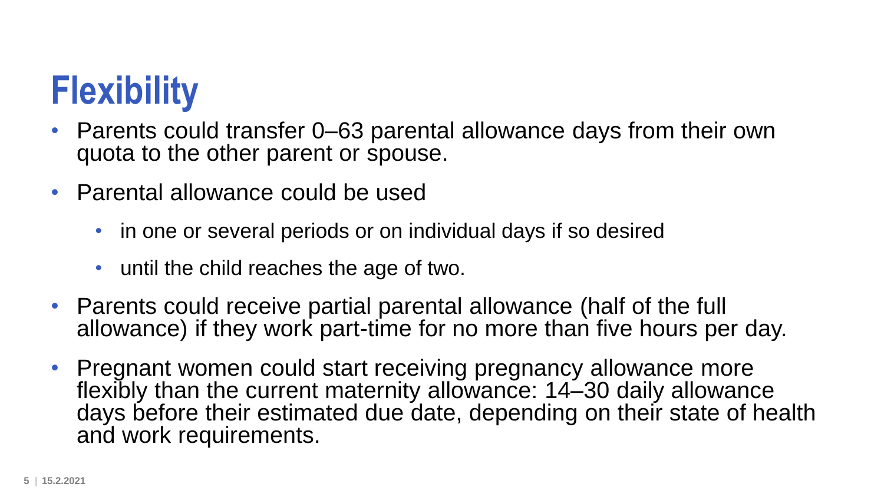# Flexibility

- Parents could transfer 0–63 parental allowance days from their own quota to the other parent or spouse.
- Parental allowance could be used
  - in one or several periods or on individual days if so desired
  - until the child reaches the age of two.
- Parents could receive partial parental allowance (half of the full allowance) if they work part-time for no more than five hours per day.
- Pregnant women could start receiving pregnancy allowance more flexibly than the current maternity allowance: 14–30 daily allowance days before their estimated due date, depending on their state of health and work requirements.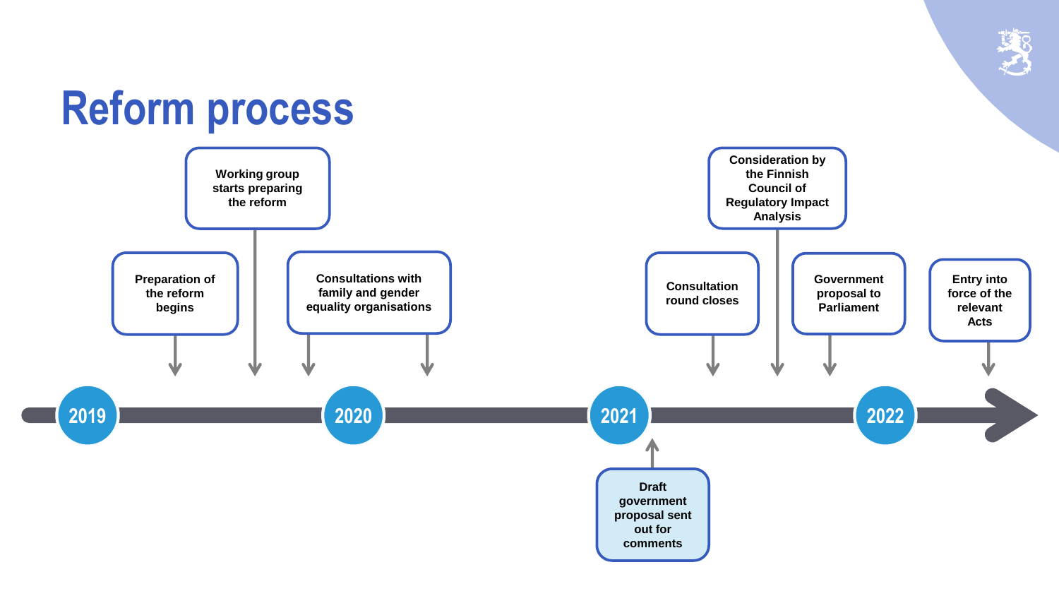# Reform process

- **2019**
  - Preparation of the reform begins
  - Working group starts preparing the reform
  - Consultations with family and gender equality organisations
- **2020**
  - Consultations with family and gender equality organisations
- **2021**
  - Draft government proposal sent out for comments
  - Consultation round closes
  - Consideration by the Finnish Council of Regulatory Impact Analysis
  - Government proposal to Parliament
- **2022**
  - Entry into force of the relevant Acts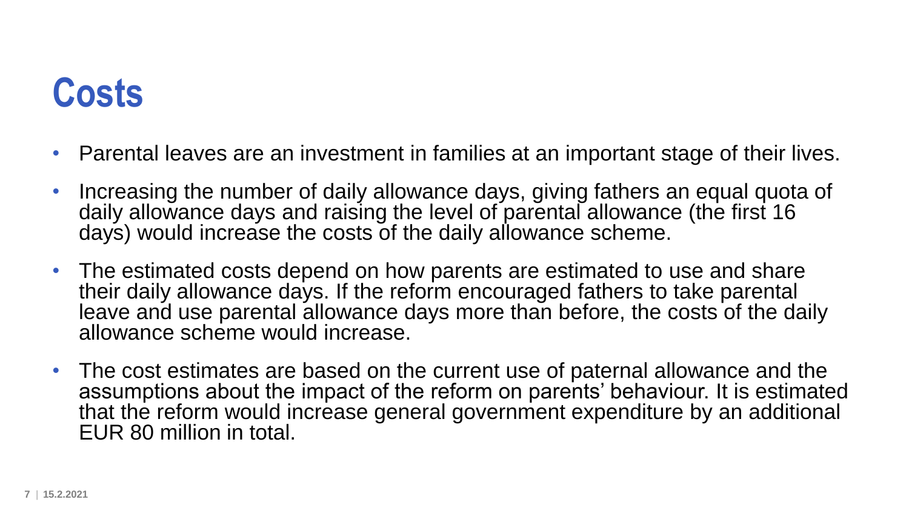# Costs

- Parental leaves are an investment in families at an important stage of their lives.
- Increasing the number of daily allowance days, giving fathers an equal quota of daily allowance days and raising the level of parental allowance (the first 16 days) would increase the costs of the daily allowance scheme.
- The estimated costs depend on how parents are estimated to use and share their daily allowance days. If the reform encouraged fathers to take parental leave and use parental allowance days more than before, the costs of the daily allowance scheme would increase.
- The cost estimates are based on the current use of paternal allowance and the assumptions about the impact of the reform on parents' behaviour. It is estimated that the reform would increase general government expenditure by an additional EUR 80 million in total.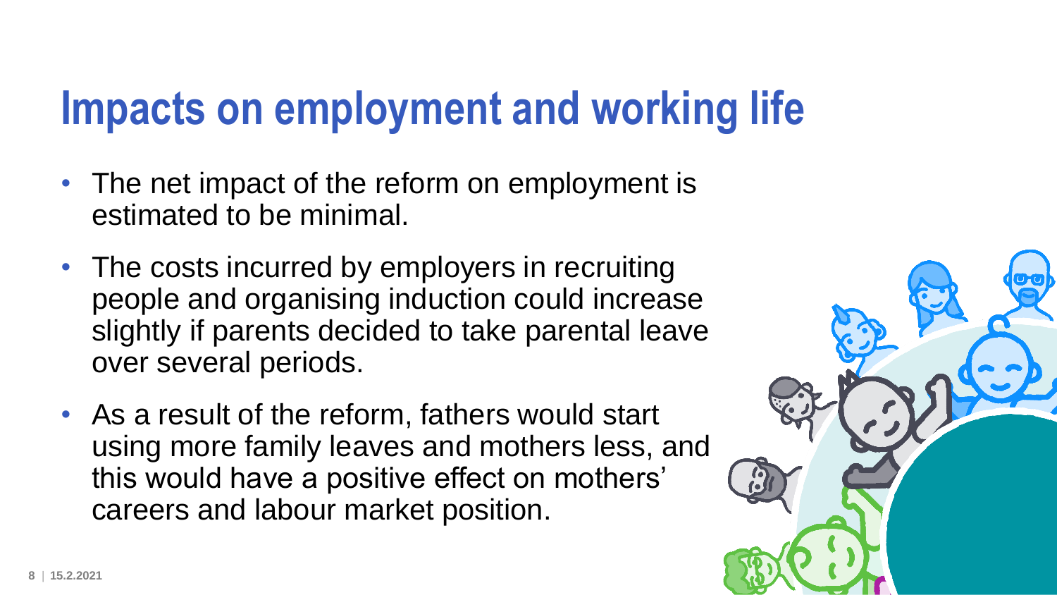# Impacts on employment and working life

- The net impact of the reform on employment is estimated to be minimal.
- The costs incurred by employers in recruiting people and organising induction could increase slightly if parents decided to take parental leave over several periods.
- As a result of the reform, fathers would start using more family leaves and mothers less, and this would have a positive effect on mothers' careers and labour market position.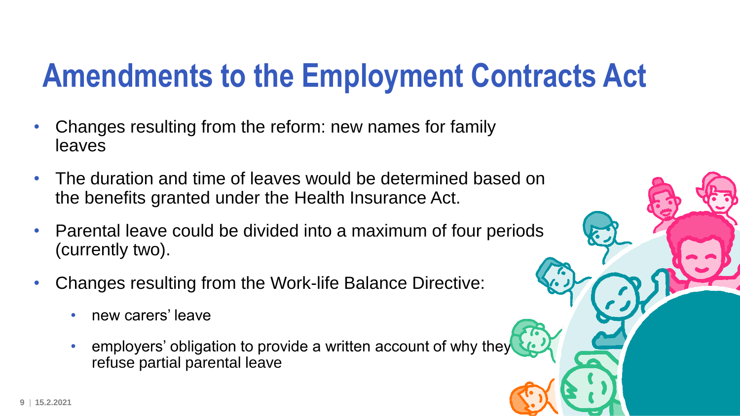# Amendments to the Employment Contracts Act

- Changes resulting from the reform: new names for family leaves
- The duration and time of leaves would be determined based on the benefits granted under the Health Insurance Act.
- Parental leave could be divided into a maximum of four periods (currently two).
- Changes resulting from the Work-life Balance Directive:
  - new carers' leave
  - employers' obligation to provide a written account of why they refuse partial parental leave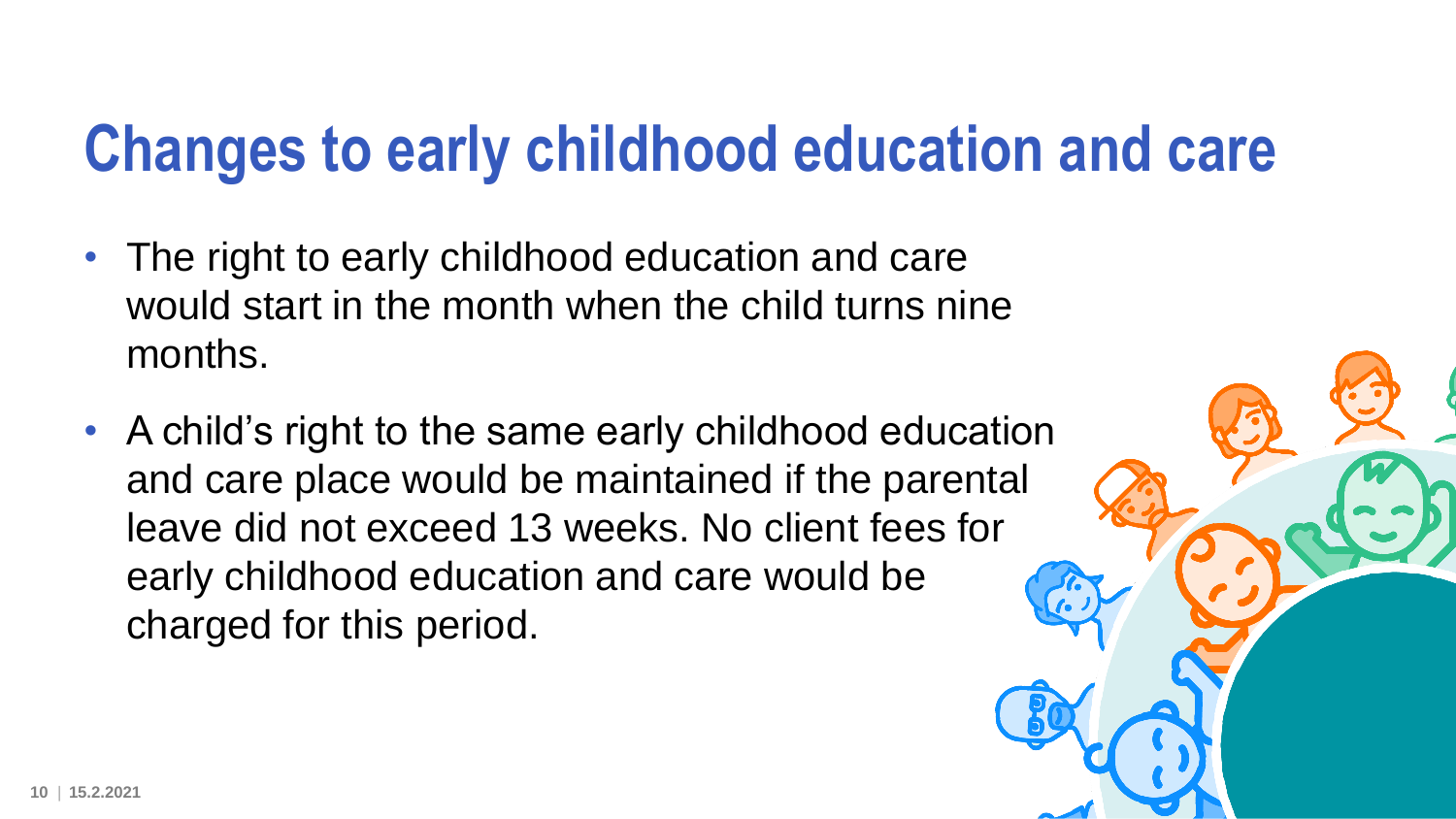# Changes to early childhood education and care

- The right to early childhood education and care would start in the month when the child turns nine months.
- A child's right to the same early childhood education and care place would be maintained if the parental leave did not exceed 13 weeks. No client fees for early childhood education and care would be charged for this period.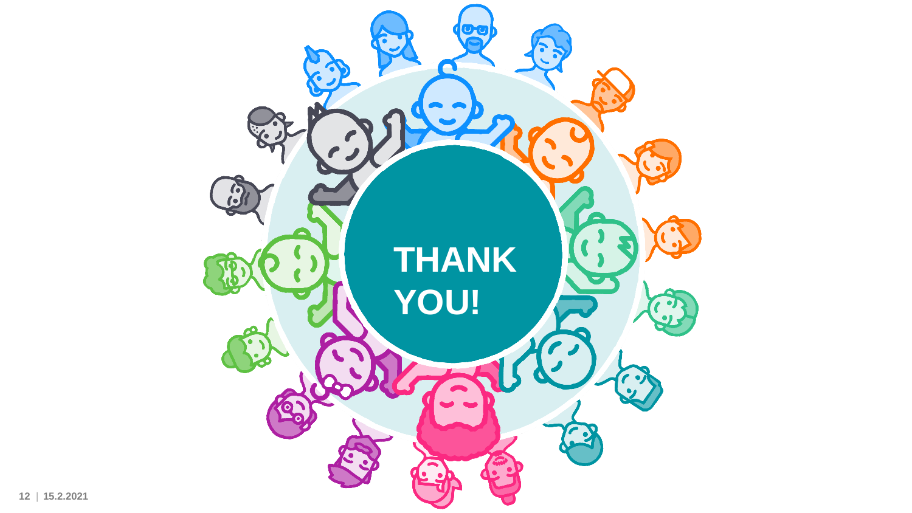# THANK YOU!